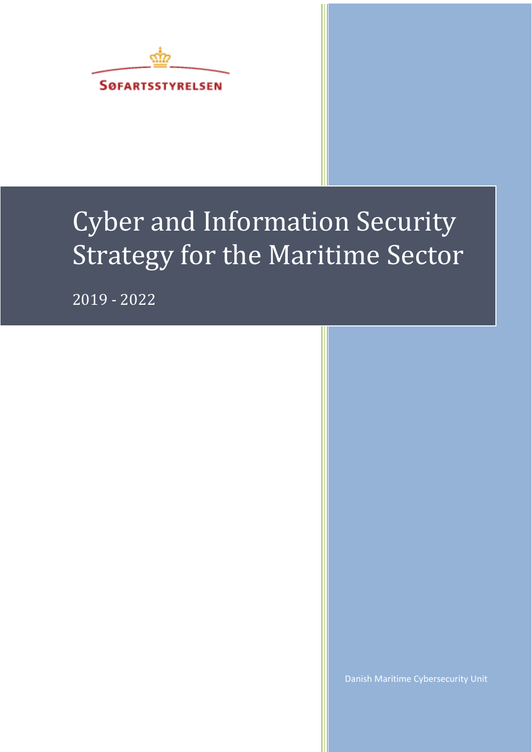SØFARTSSTYRELSEN

# Cyber and Information Security Strategy for the Maritime Sector

2019 - 2022

Danish Maritime Cybersecurity Unit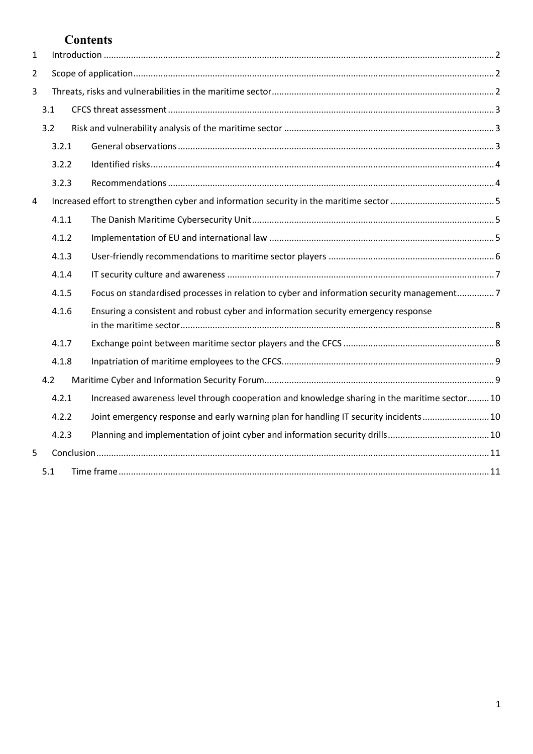# Contents

1 Introduction ... 2
2 Scope of application ... 2
3 Threats, risks and vulnerabilities in the maritime sector ... 2
- 3.1 CFCS threat assessment ... 3
- 3.2 Risk and vulnerability analysis of the maritime sector ... 3
  - 3.2.1 General observations ... 3
  - 3.2.2 Identified risks ... 4
  - 3.2.3 Recommendations ... 4

4 Increased effort to strengthen cyber and information security in the maritime sector ... 5
- 4.1.1 The Danish Maritime Cybersecurity Unit ... 5
- 4.1.2 Implementation of EU and international law ... 5
- 4.1.3 User-friendly recommendations to maritime sector players ... 6
- 4.1.4 IT security culture and awareness ... 7
- 4.1.5 Focus on standardised processes in relation to cyber and information security management ... 7
- 4.1.6 Ensuring a consistent and robust cyber and information security emergency response in the maritime sector ... 8
- 4.1.7 Exchange point between maritime sector players and the CFCS ... 8
- 4.1.8 Inpatriation of maritime employees to the CFCS ... 9
- 4.2 Maritime Cyber and Information Security Forum ... 9
  - 4.2.1 Increased awareness level through cooperation and knowledge sharing in the maritime sector ... 10
  - 4.2.2 Joint emergency response and early warning plan for handling IT security incidents ... 10
  - 4.2.3 Planning and implementation of joint cyber and information security drills ... 10

5 Conclusion ... 11
- 5.1 Time frame ... 11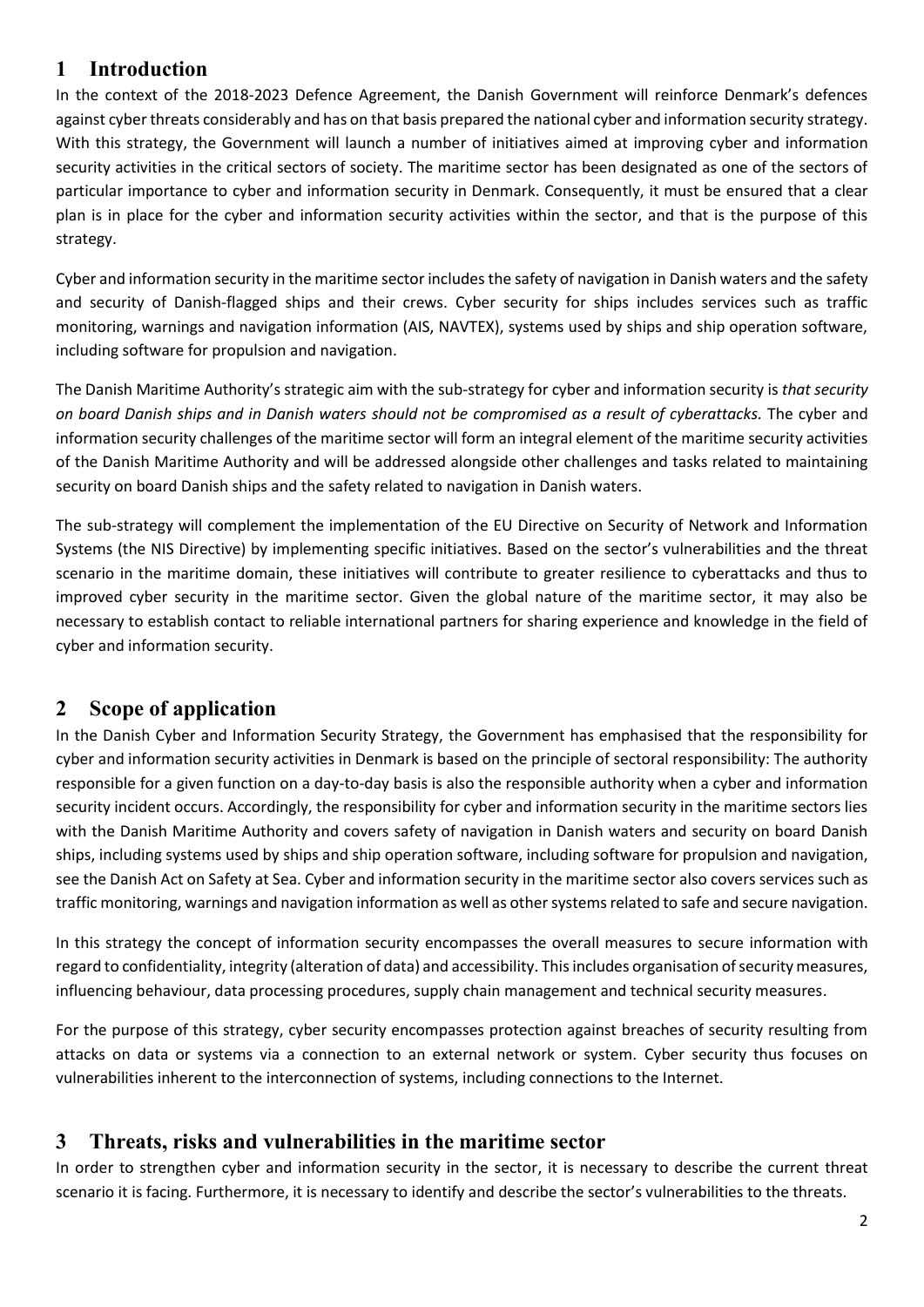## 1 Introduction

In the context of the 2018-2023 Defence Agreement, the Danish Government will reinforce Denmark's defences against cyber threats considerably and has on that basis prepared the national cyber and information security strategy. With this strategy, the Government will launch a number of initiatives aimed at improving cyber and information security activities in the critical sectors of society. The maritime sector has been designated as one of the sectors of particular importance to cyber and information security in Denmark. Consequently, it must be ensured that a clear plan is in place for the cyber and information security activities within the sector, and that is the purpose of this strategy.

Cyber and information security in the maritime sector includes the safety of navigation in Danish waters and the safety and security of Danish-flagged ships and their crews. Cyber security for ships includes services such as traffic monitoring, warnings and navigation information (AIS, NAVTEX), systems used by ships and ship operation software, including software for propulsion and navigation.

The Danish Maritime Authority's strategic aim with the sub-strategy for cyber and information security is *that security on board Danish ships and in Danish waters should not be compromised as a result of cyberattacks.* The cyber and information security challenges of the maritime sector will form an integral element of the maritime security activities of the Danish Maritime Authority and will be addressed alongside other challenges and tasks related to maintaining security on board Danish ships and the safety related to navigation in Danish waters.

The sub-strategy will complement the implementation of the EU Directive on Security of Network and Information Systems (the NIS Directive) by implementing specific initiatives. Based on the sector's vulnerabilities and the threat scenario in the maritime domain, these initiatives will contribute to greater resilience to cyberattacks and thus to improved cyber security in the maritime sector. Given the global nature of the maritime sector, it may also be necessary to establish contact to reliable international partners for sharing experience and knowledge in the field of cyber and information security.

## 2 Scope of application

In the Danish Cyber and Information Security Strategy, the Government has emphasised that the responsibility for cyber and information security activities in Denmark is based on the principle of sectoral responsibility: The authority responsible for a given function on a day-to-day basis is also the responsible authority when a cyber and information security incident occurs. Accordingly, the responsibility for cyber and information security in the maritime sectors lies with the Danish Maritime Authority and covers safety of navigation in Danish waters and security on board Danish ships, including systems used by ships and ship operation software, including software for propulsion and navigation, see the Danish Act on Safety at Sea. Cyber and information security in the maritime sector also covers services such as traffic monitoring, warnings and navigation information as well as other systems related to safe and secure navigation.

In this strategy the concept of information security encompasses the overall measures to secure information with regard to confidentiality, integrity (alteration of data) and accessibility. This includes organisation of security measures, influencing behaviour, data processing procedures, supply chain management and technical security measures.

For the purpose of this strategy, cyber security encompasses protection against breaches of security resulting from attacks on data or systems via a connection to an external network or system. Cyber security thus focuses on vulnerabilities inherent to the interconnection of systems, including connections to the Internet.

## 3 Threats, risks and vulnerabilities in the maritime sector

In order to strengthen cyber and information security in the sector, it is necessary to describe the current threat scenario it is facing. Furthermore, it is necessary to identify and describe the sector's vulnerabilities to the threats.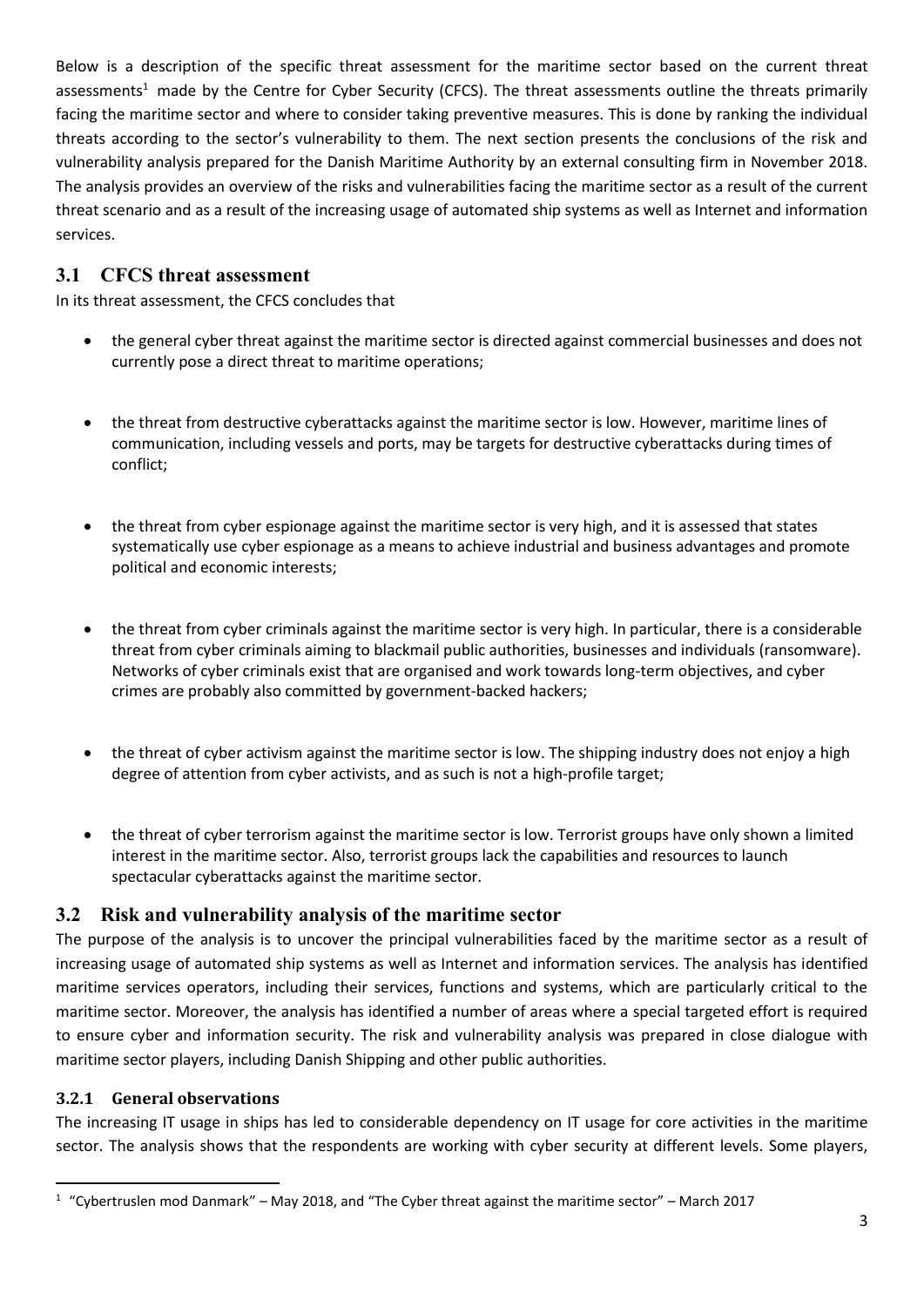Below is a description of the specific threat assessment for the maritime sector based on the current threat assessments[1] made by the Centre for Cyber Security (CFCS). The threat assessments outline the threats primarily facing the maritime sector and where to consider taking preventive measures. This is done by ranking the individual threats according to the sector's vulnerability to them. The next section presents the conclusions of the risk and vulnerability analysis prepared for the Danish Maritime Authority by an external consulting firm in November 2018. The analysis provides an overview of the risks and vulnerabilities facing the maritime sector as a result of the current threat scenario and as a result of the increasing usage of automated ship systems as well as Internet and information services.

## 3.1 CFCS threat assessment

In its threat assessment, the CFCS concludes that

- the general cyber threat against the maritime sector is directed against commercial businesses and does not currently pose a direct threat to maritime operations;
- the threat from destructive cyberattacks against the maritime sector is low. However, maritime lines of communication, including vessels and ports, may be targets for destructive cyberattacks during times of conflict;
- the threat from cyber espionage against the maritime sector is very high, and it is assessed that states systematically use cyber espionage as a means to achieve industrial and business advantages and promote political and economic interests;
- the threat from cyber criminals against the maritime sector is very high. In particular, there is a considerable threat from cyber criminals aiming to blackmail public authorities, businesses and individuals (ransomware). Networks of cyber criminals exist that are organised and work towards long-term objectives, and cyber crimes are probably also committed by government-backed hackers;
- the threat of cyber activism against the maritime sector is low. The shipping industry does not enjoy a high degree of attention from cyber activists, and as such is not a high-profile target;
- the threat of cyber terrorism against the maritime sector is low. Terrorist groups have only shown a limited interest in the maritime sector. Also, terrorist groups lack the capabilities and resources to launch spectacular cyberattacks against the maritime sector.

## 3.2 Risk and vulnerability analysis of the maritime sector

The purpose of the analysis is to uncover the principal vulnerabilities faced by the maritime sector as a result of increasing usage of automated ship systems as well as Internet and information services. The analysis has identified maritime services operators, including their services, functions and systems, which are particularly critical to the maritime sector. Moreover, the analysis has identified a number of areas where a special targeted effort is required to ensure cyber and information security. The risk and vulnerability analysis was prepared in close dialogue with maritime sector players, including Danish Shipping and other public authorities.

### 3.2.1 General observations

The increasing IT usage in ships has led to considerable dependency on IT usage for core activities in the maritime sector. The analysis shows that the respondents are working with cyber security at different levels. Some players,

[1] "Cybertruslen mod Danmark" – May 2018, and "The Cyber threat against the maritime sector" – March 2017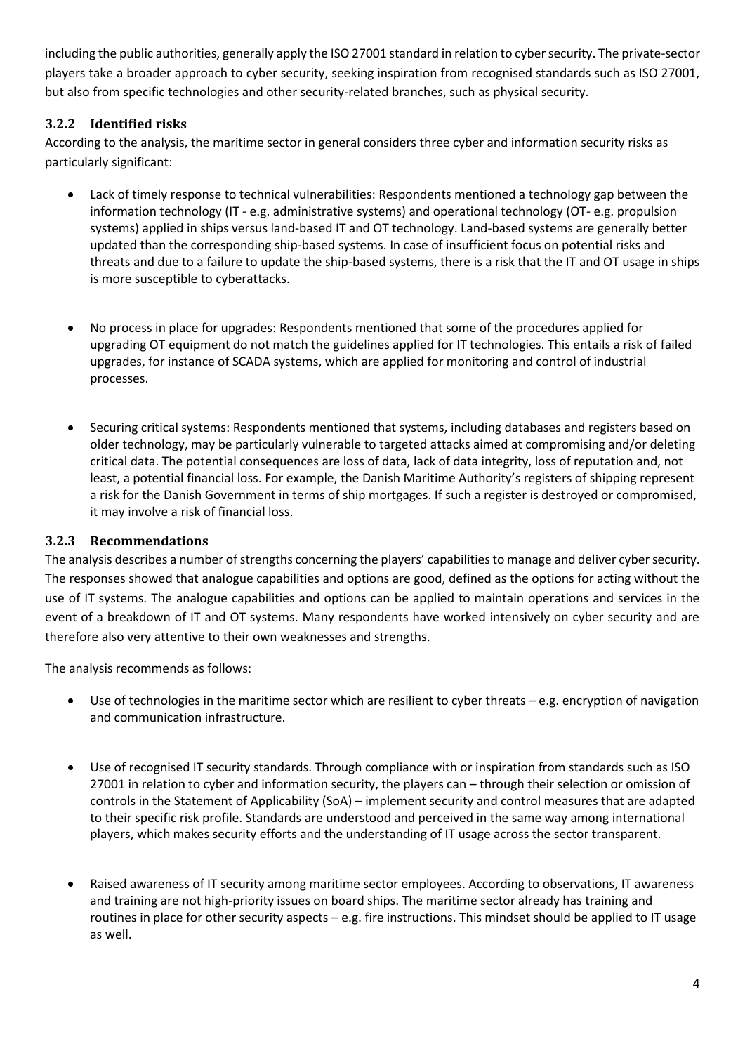including the public authorities, generally apply the ISO 27001 standard in relation to cyber security. The private-sector players take a broader approach to cyber security, seeking inspiration from recognised standards such as ISO 27001, but also from specific technologies and other security-related branches, such as physical security.

### 3.2.2 Identified risks

According to the analysis, the maritime sector in general considers three cyber and information security risks as particularly significant:

- Lack of timely response to technical vulnerabilities: Respondents mentioned a technology gap between the information technology (IT - e.g. administrative systems) and operational technology (OT- e.g. propulsion systems) applied in ships versus land-based IT and OT technology. Land-based systems are generally better updated than the corresponding ship-based systems. In case of insufficient focus on potential risks and threats and due to a failure to update the ship-based systems, there is a risk that the IT and OT usage in ships is more susceptible to cyberattacks.

- No process in place for upgrades: Respondents mentioned that some of the procedures applied for upgrading OT equipment do not match the guidelines applied for IT technologies. This entails a risk of failed upgrades, for instance of SCADA systems, which are applied for monitoring and control of industrial processes.

- Securing critical systems: Respondents mentioned that systems, including databases and registers based on older technology, may be particularly vulnerable to targeted attacks aimed at compromising and/or deleting critical data. The potential consequences are loss of data, lack of data integrity, loss of reputation and, not least, a potential financial loss. For example, the Danish Maritime Authority's registers of shipping represent a risk for the Danish Government in terms of ship mortgages. If such a register is destroyed or compromised, it may involve a risk of financial loss.

### 3.2.3 Recommendations

The analysis describes a number of strengths concerning the players' capabilities to manage and deliver cyber security. The responses showed that analogue capabilities and options are good, defined as the options for acting without the use of IT systems. The analogue capabilities and options can be applied to maintain operations and services in the event of a breakdown of IT and OT systems. Many respondents have worked intensively on cyber security and are therefore also very attentive to their own weaknesses and strengths.

The analysis recommends as follows:

- Use of technologies in the maritime sector which are resilient to cyber threats – e.g. encryption of navigation and communication infrastructure.

- Use of recognised IT security standards. Through compliance with or inspiration from standards such as ISO 27001 in relation to cyber and information security, the players can – through their selection or omission of controls in the Statement of Applicability (SoA) – implement security and control measures that are adapted to their specific risk profile. Standards are understood and perceived in the same way among international players, which makes security efforts and the understanding of IT usage across the sector transparent.

- Raised awareness of IT security among maritime sector employees. According to observations, IT awareness and training are not high-priority issues on board ships. The maritime sector already has training and routines in place for other security aspects – e.g. fire instructions. This mindset should be applied to IT usage as well.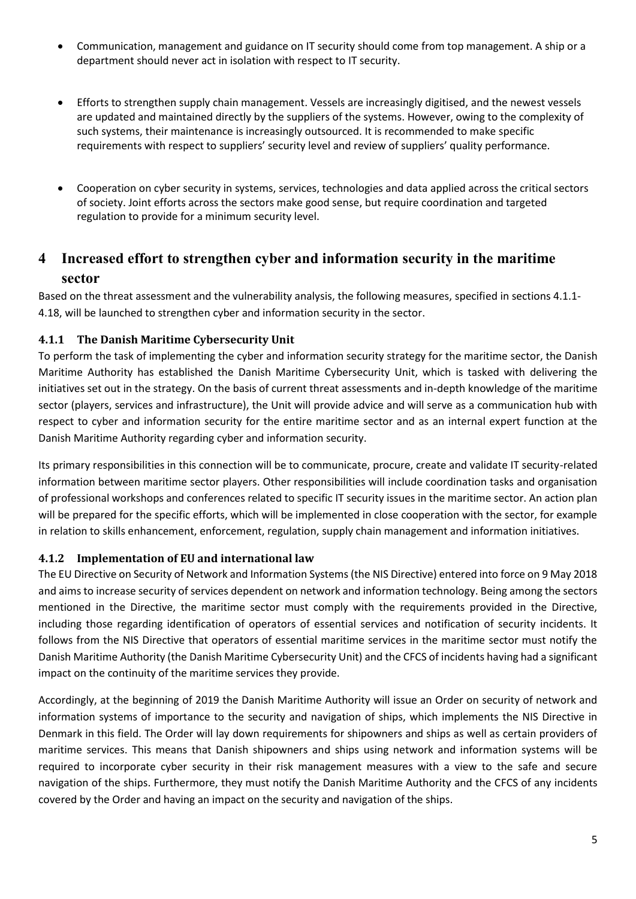- Communication, management and guidance on IT security should come from top management. A ship or a department should never act in isolation with respect to IT security.

- Efforts to strengthen supply chain management. Vessels are increasingly digitised, and the newest vessels are updated and maintained directly by the suppliers of the systems. However, owing to the complexity of such systems, their maintenance is increasingly outsourced. It is recommended to make specific requirements with respect to suppliers' security level and review of suppliers' quality performance.

- Cooperation on cyber security in systems, services, technologies and data applied across the critical sectors of society. Joint efforts across the sectors make good sense, but require coordination and targeted regulation to provide for a minimum security level.

# 4 Increased effort to strengthen cyber and information security in the maritime sector

Based on the threat assessment and the vulnerability analysis, the following measures, specified in sections 4.1.1-4.18, will be launched to strengthen cyber and information security in the sector.

### 4.1.1 The Danish Maritime Cybersecurity Unit

To perform the task of implementing the cyber and information security strategy for the maritime sector, the Danish Maritime Authority has established the Danish Maritime Cybersecurity Unit, which is tasked with delivering the initiatives set out in the strategy. On the basis of current threat assessments and in-depth knowledge of the maritime sector (players, services and infrastructure), the Unit will provide advice and will serve as a communication hub with respect to cyber and information security for the entire maritime sector and as an internal expert function at the Danish Maritime Authority regarding cyber and information security.

Its primary responsibilities in this connection will be to communicate, procure, create and validate IT security-related information between maritime sector players. Other responsibilities will include coordination tasks and organisation of professional workshops and conferences related to specific IT security issues in the maritime sector. An action plan will be prepared for the specific efforts, which will be implemented in close cooperation with the sector, for example in relation to skills enhancement, enforcement, regulation, supply chain management and information initiatives.

### 4.1.2 Implementation of EU and international law

The EU Directive on Security of Network and Information Systems (the NIS Directive) entered into force on 9 May 2018 and aims to increase security of services dependent on network and information technology. Being among the sectors mentioned in the Directive, the maritime sector must comply with the requirements provided in the Directive, including those regarding identification of operators of essential services and notification of security incidents. It follows from the NIS Directive that operators of essential maritime services in the maritime sector must notify the Danish Maritime Authority (the Danish Maritime Cybersecurity Unit) and the CFCS of incidents having had a significant impact on the continuity of the maritime services they provide.

Accordingly, at the beginning of 2019 the Danish Maritime Authority will issue an Order on security of network and information systems of importance to the security and navigation of ships, which implements the NIS Directive in Denmark in this field. The Order will lay down requirements for shipowners and ships as well as certain providers of maritime services. This means that Danish shipowners and ships using network and information systems will be required to incorporate cyber security in their risk management measures with a view to the safe and secure navigation of the ships. Furthermore, they must notify the Danish Maritime Authority and the CFCS of any incidents covered by the Order and having an impact on the security and navigation of the ships.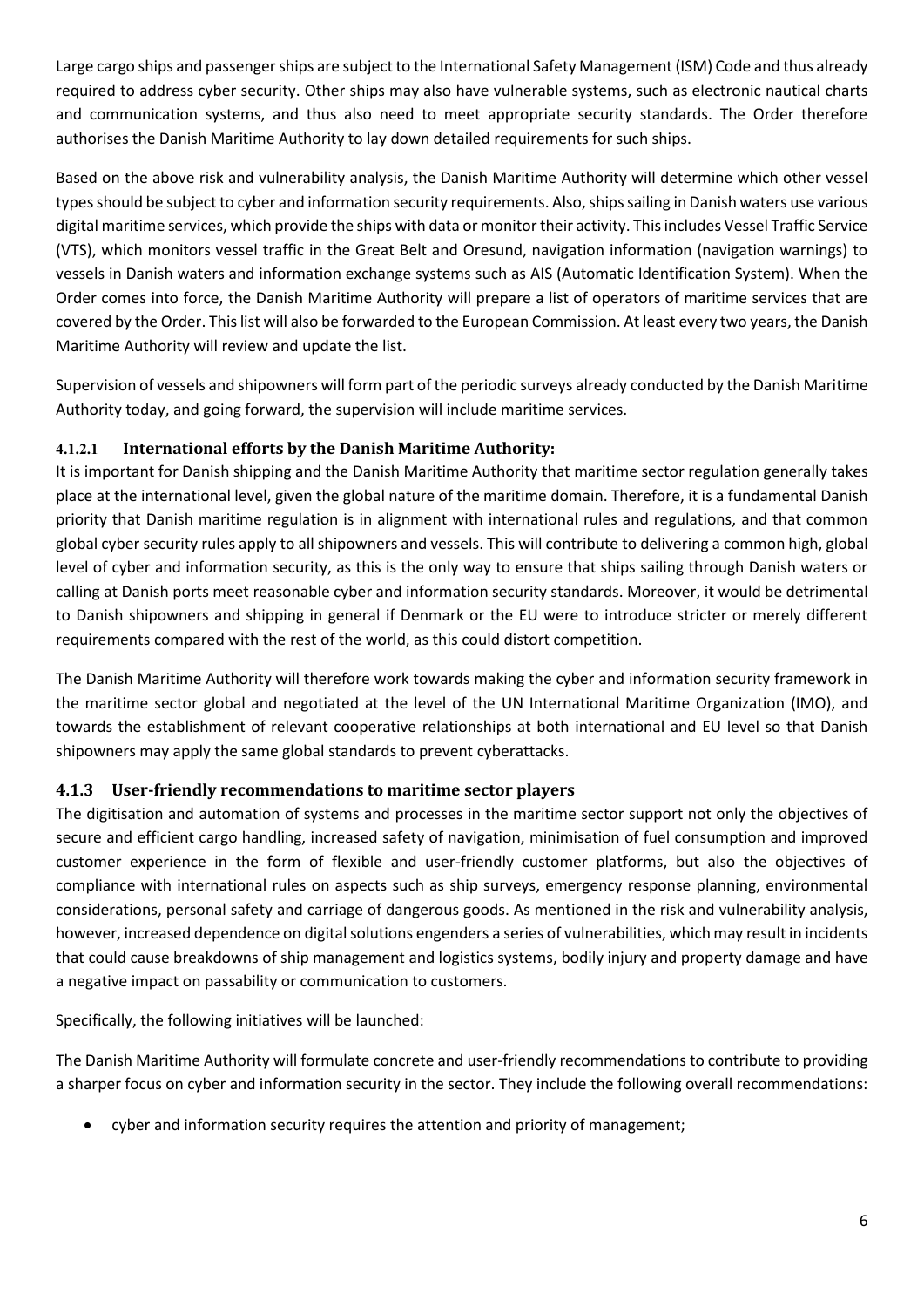Large cargo ships and passenger ships are subject to the International Safety Management (ISM) Code and thus already required to address cyber security. Other ships may also have vulnerable systems, such as electronic nautical charts and communication systems, and thus also need to meet appropriate security standards. The Order therefore authorises the Danish Maritime Authority to lay down detailed requirements for such ships.

Based on the above risk and vulnerability analysis, the Danish Maritime Authority will determine which other vessel types should be subject to cyber and information security requirements. Also, ships sailing in Danish waters use various digital maritime services, which provide the ships with data or monitor their activity. This includes Vessel Traffic Service (VTS), which monitors vessel traffic in the Great Belt and Oresund, navigation information (navigation warnings) to vessels in Danish waters and information exchange systems such as AIS (Automatic Identification System). When the Order comes into force, the Danish Maritime Authority will prepare a list of operators of maritime services that are covered by the Order. This list will also be forwarded to the European Commission. At least every two years, the Danish Maritime Authority will review and update the list.

Supervision of vessels and shipowners will form part of the periodic surveys already conducted by the Danish Maritime Authority today, and going forward, the supervision will include maritime services.

#### 4.1.2.1 International efforts by the Danish Maritime Authority:

It is important for Danish shipping and the Danish Maritime Authority that maritime sector regulation generally takes place at the international level, given the global nature of the maritime domain. Therefore, it is a fundamental Danish priority that Danish maritime regulation is in alignment with international rules and regulations, and that common global cyber security rules apply to all shipowners and vessels. This will contribute to delivering a common high, global level of cyber and information security, as this is the only way to ensure that ships sailing through Danish waters or calling at Danish ports meet reasonable cyber and information security standards. Moreover, it would be detrimental to Danish shipowners and shipping in general if Denmark or the EU were to introduce stricter or merely different requirements compared with the rest of the world, as this could distort competition.

The Danish Maritime Authority will therefore work towards making the cyber and information security framework in the maritime sector global and negotiated at the level of the UN International Maritime Organization (IMO), and towards the establishment of relevant cooperative relationships at both international and EU level so that Danish shipowners may apply the same global standards to prevent cyberattacks.

### 4.1.3 User-friendly recommendations to maritime sector players

The digitisation and automation of systems and processes in the maritime sector support not only the objectives of secure and efficient cargo handling, increased safety of navigation, minimisation of fuel consumption and improved customer experience in the form of flexible and user-friendly customer platforms, but also the objectives of compliance with international rules on aspects such as ship surveys, emergency response planning, environmental considerations, personal safety and carriage of dangerous goods. As mentioned in the risk and vulnerability analysis, however, increased dependence on digital solutions engenders a series of vulnerabilities, which may result in incidents that could cause breakdowns of ship management and logistics systems, bodily injury and property damage and have a negative impact on passability or communication to customers.

Specifically, the following initiatives will be launched:

The Danish Maritime Authority will formulate concrete and user-friendly recommendations to contribute to providing a sharper focus on cyber and information security in the sector. They include the following overall recommendations:

- cyber and information security requires the attention and priority of management;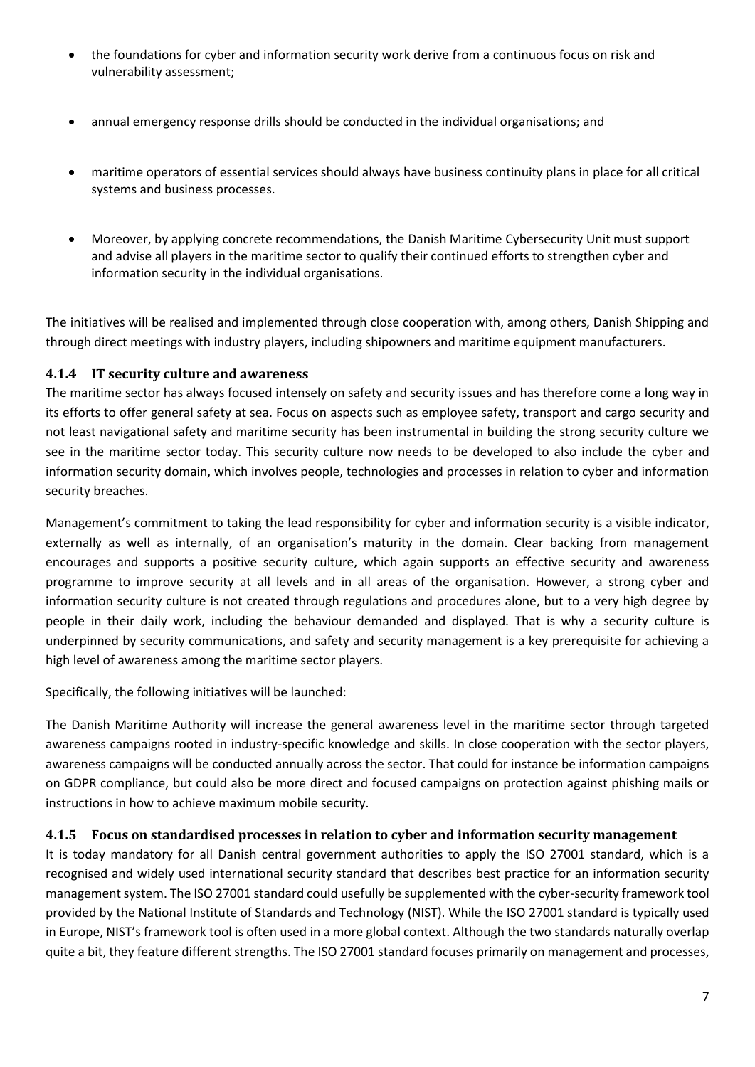- the foundations for cyber and information security work derive from a continuous focus on risk and vulnerability assessment;
- annual emergency response drills should be conducted in the individual organisations; and
- maritime operators of essential services should always have business continuity plans in place for all critical systems and business processes.
- Moreover, by applying concrete recommendations, the Danish Maritime Cybersecurity Unit must support and advise all players in the maritime sector to qualify their continued efforts to strengthen cyber and information security in the individual organisations.

The initiatives will be realised and implemented through close cooperation with, among others, Danish Shipping and through direct meetings with industry players, including shipowners and maritime equipment manufacturers.

### 4.1.4 IT security culture and awareness

The maritime sector has always focused intensely on safety and security issues and has therefore come a long way in its efforts to offer general safety at sea. Focus on aspects such as employee safety, transport and cargo security and not least navigational safety and maritime security has been instrumental in building the strong security culture we see in the maritime sector today. This security culture now needs to be developed to also include the cyber and information security domain, which involves people, technologies and processes in relation to cyber and information security breaches.

Management's commitment to taking the lead responsibility for cyber and information security is a visible indicator, externally as well as internally, of an organisation's maturity in the domain. Clear backing from management encourages and supports a positive security culture, which again supports an effective security and awareness programme to improve security at all levels and in all areas of the organisation. However, a strong cyber and information security culture is not created through regulations and procedures alone, but to a very high degree by people in their daily work, including the behaviour demanded and displayed. That is why a security culture is underpinned by security communications, and safety and security management is a key prerequisite for achieving a high level of awareness among the maritime sector players.

Specifically, the following initiatives will be launched:

The Danish Maritime Authority will increase the general awareness level in the maritime sector through targeted awareness campaigns rooted in industry-specific knowledge and skills. In close cooperation with the sector players, awareness campaigns will be conducted annually across the sector. That could for instance be information campaigns on GDPR compliance, but could also be more direct and focused campaigns on protection against phishing mails or instructions in how to achieve maximum mobile security.

### 4.1.5 Focus on standardised processes in relation to cyber and information security management

It is today mandatory for all Danish central government authorities to apply the ISO 27001 standard, which is a recognised and widely used international security standard that describes best practice for an information security management system. The ISO 27001 standard could usefully be supplemented with the cyber-security framework tool provided by the National Institute of Standards and Technology (NIST). While the ISO 27001 standard is typically used in Europe, NIST's framework tool is often used in a more global context. Although the two standards naturally overlap quite a bit, they feature different strengths. The ISO 27001 standard focuses primarily on management and processes,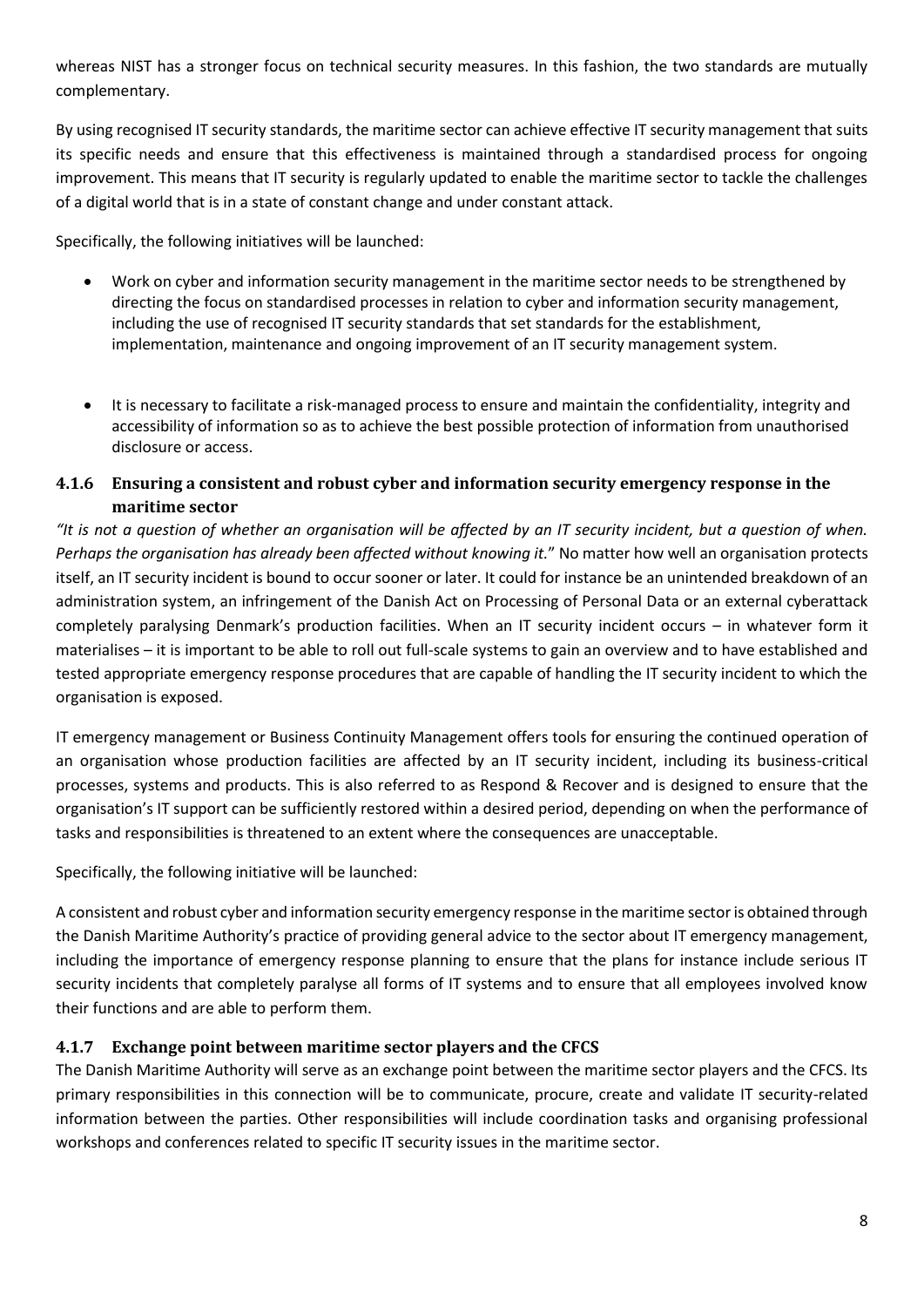whereas NIST has a stronger focus on technical security measures. In this fashion, the two standards are mutually complementary.

By using recognised IT security standards, the maritime sector can achieve effective IT security management that suits its specific needs and ensure that this effectiveness is maintained through a standardised process for ongoing improvement. This means that IT security is regularly updated to enable the maritime sector to tackle the challenges of a digital world that is in a state of constant change and under constant attack.

Specifically, the following initiatives will be launched:

- Work on cyber and information security management in the maritime sector needs to be strengthened by directing the focus on standardised processes in relation to cyber and information security management, including the use of recognised IT security standards that set standards for the establishment, implementation, maintenance and ongoing improvement of an IT security management system.

- It is necessary to facilitate a risk-managed process to ensure and maintain the confidentiality, integrity and accessibility of information so as to achieve the best possible protection of information from unauthorised disclosure or access.

### 4.1.6 Ensuring a consistent and robust cyber and information security emergency response in the maritime sector

*"It is not a question of whether an organisation will be affected by an IT security incident, but a question of when. Perhaps the organisation has already been affected without knowing it.*" No matter how well an organisation protects itself, an IT security incident is bound to occur sooner or later. It could for instance be an unintended breakdown of an administration system, an infringement of the Danish Act on Processing of Personal Data or an external cyberattack completely paralysing Denmark's production facilities. When an IT security incident occurs – in whatever form it materialises – it is important to be able to roll out full-scale systems to gain an overview and to have established and tested appropriate emergency response procedures that are capable of handling the IT security incident to which the organisation is exposed.

IT emergency management or Business Continuity Management offers tools for ensuring the continued operation of an organisation whose production facilities are affected by an IT security incident, including its business-critical processes, systems and products. This is also referred to as Respond & Recover and is designed to ensure that the organisation's IT support can be sufficiently restored within a desired period, depending on when the performance of tasks and responsibilities is threatened to an extent where the consequences are unacceptable.

Specifically, the following initiative will be launched:

A consistent and robust cyber and information security emergency response in the maritime sector is obtained through the Danish Maritime Authority's practice of providing general advice to the sector about IT emergency management, including the importance of emergency response planning to ensure that the plans for instance include serious IT security incidents that completely paralyse all forms of IT systems and to ensure that all employees involved know their functions and are able to perform them.

### 4.1.7 Exchange point between maritime sector players and the CFCS

The Danish Maritime Authority will serve as an exchange point between the maritime sector players and the CFCS. Its primary responsibilities in this connection will be to communicate, procure, create and validate IT security-related information between the parties. Other responsibilities will include coordination tasks and organising professional workshops and conferences related to specific IT security issues in the maritime sector.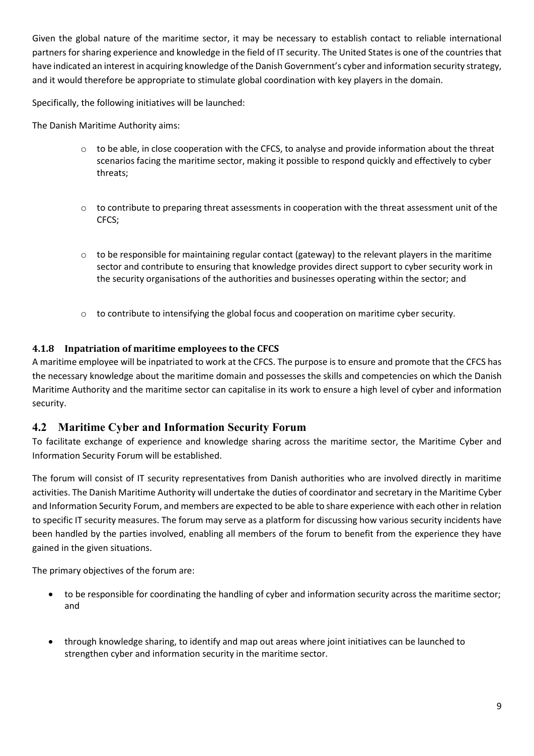Given the global nature of the maritime sector, it may be necessary to establish contact to reliable international partners for sharing experience and knowledge in the field of IT security. The United States is one of the countries that have indicated an interest in acquiring knowledge of the Danish Government's cyber and information security strategy, and it would therefore be appropriate to stimulate global coordination with key players in the domain.

Specifically, the following initiatives will be launched:

The Danish Maritime Authority aims:

- to be able, in close cooperation with the CFCS, to analyse and provide information about the threat scenarios facing the maritime sector, making it possible to respond quickly and effectively to cyber threats;
- to contribute to preparing threat assessments in cooperation with the threat assessment unit of the CFCS;
- to be responsible for maintaining regular contact (gateway) to the relevant players in the maritime sector and contribute to ensuring that knowledge provides direct support to cyber security work in the security organisations of the authorities and businesses operating within the sector; and
- to contribute to intensifying the global focus and cooperation on maritime cyber security.

### 4.1.8 Inpatriation of maritime employees to the CFCS

A maritime employee will be inpatriated to work at the CFCS. The purpose is to ensure and promote that the CFCS has the necessary knowledge about the maritime domain and possesses the skills and competencies on which the Danish Maritime Authority and the maritime sector can capitalise in its work to ensure a high level of cyber and information security.

## 4.2 Maritime Cyber and Information Security Forum

To facilitate exchange of experience and knowledge sharing across the maritime sector, the Maritime Cyber and Information Security Forum will be established.

The forum will consist of IT security representatives from Danish authorities who are involved directly in maritime activities. The Danish Maritime Authority will undertake the duties of coordinator and secretary in the Maritime Cyber and Information Security Forum, and members are expected to be able to share experience with each other in relation to specific IT security measures. The forum may serve as a platform for discussing how various security incidents have been handled by the parties involved, enabling all members of the forum to benefit from the experience they have gained in the given situations.

The primary objectives of the forum are:

- to be responsible for coordinating the handling of cyber and information security across the maritime sector; and
- through knowledge sharing, to identify and map out areas where joint initiatives can be launched to strengthen cyber and information security in the maritime sector.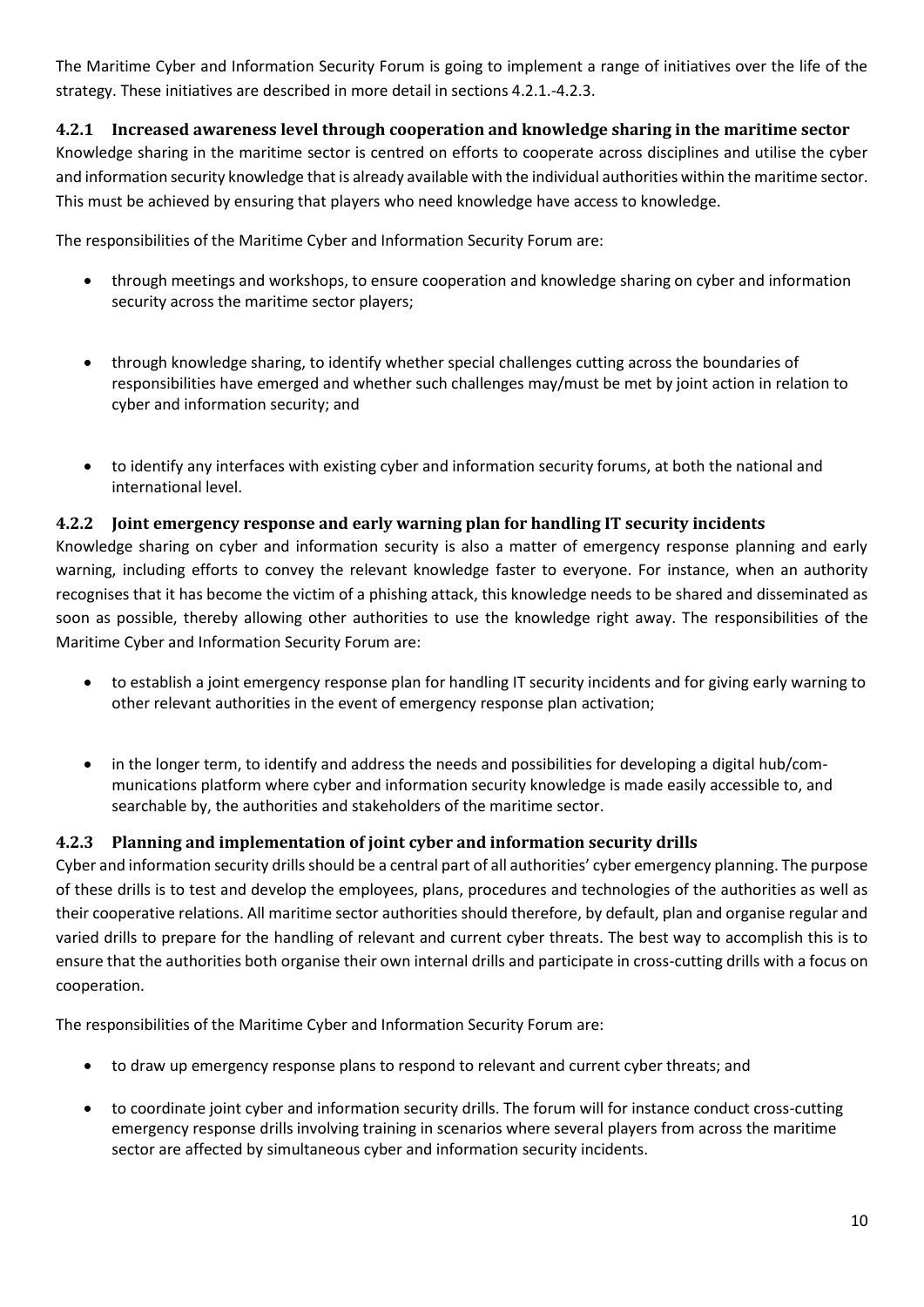The Maritime Cyber and Information Security Forum is going to implement a range of initiatives over the life of the strategy. These initiatives are described in more detail in sections 4.2.1.-4.2.3.

### 4.2.1 Increased awareness level through cooperation and knowledge sharing in the maritime sector

Knowledge sharing in the maritime sector is centred on efforts to cooperate across disciplines and utilise the cyber and information security knowledge that is already available with the individual authorities within the maritime sector. This must be achieved by ensuring that players who need knowledge have access to knowledge.

The responsibilities of the Maritime Cyber and Information Security Forum are:

- through meetings and workshops, to ensure cooperation and knowledge sharing on cyber and information security across the maritime sector players;
- through knowledge sharing, to identify whether special challenges cutting across the boundaries of responsibilities have emerged and whether such challenges may/must be met by joint action in relation to cyber and information security; and
- to identify any interfaces with existing cyber and information security forums, at both the national and international level.

### 4.2.2 Joint emergency response and early warning plan for handling IT security incidents

Knowledge sharing on cyber and information security is also a matter of emergency response planning and early warning, including efforts to convey the relevant knowledge faster to everyone. For instance, when an authority recognises that it has become the victim of a phishing attack, this knowledge needs to be shared and disseminated as soon as possible, thereby allowing other authorities to use the knowledge right away. The responsibilities of the Maritime Cyber and Information Security Forum are:

- to establish a joint emergency response plan for handling IT security incidents and for giving early warning to other relevant authorities in the event of emergency response plan activation;
- in the longer term, to identify and address the needs and possibilities for developing a digital hub/communications platform where cyber and information security knowledge is made easily accessible to, and searchable by, the authorities and stakeholders of the maritime sector.

### 4.2.3 Planning and implementation of joint cyber and information security drills

Cyber and information security drills should be a central part of all authorities' cyber emergency planning. The purpose of these drills is to test and develop the employees, plans, procedures and technologies of the authorities as well as their cooperative relations. All maritime sector authorities should therefore, by default, plan and organise regular and varied drills to prepare for the handling of relevant and current cyber threats. The best way to accomplish this is to ensure that the authorities both organise their own internal drills and participate in cross-cutting drills with a focus on cooperation.

The responsibilities of the Maritime Cyber and Information Security Forum are:

- to draw up emergency response plans to respond to relevant and current cyber threats; and
- to coordinate joint cyber and information security drills. The forum will for instance conduct cross-cutting emergency response drills involving training in scenarios where several players from across the maritime sector are affected by simultaneous cyber and information security incidents.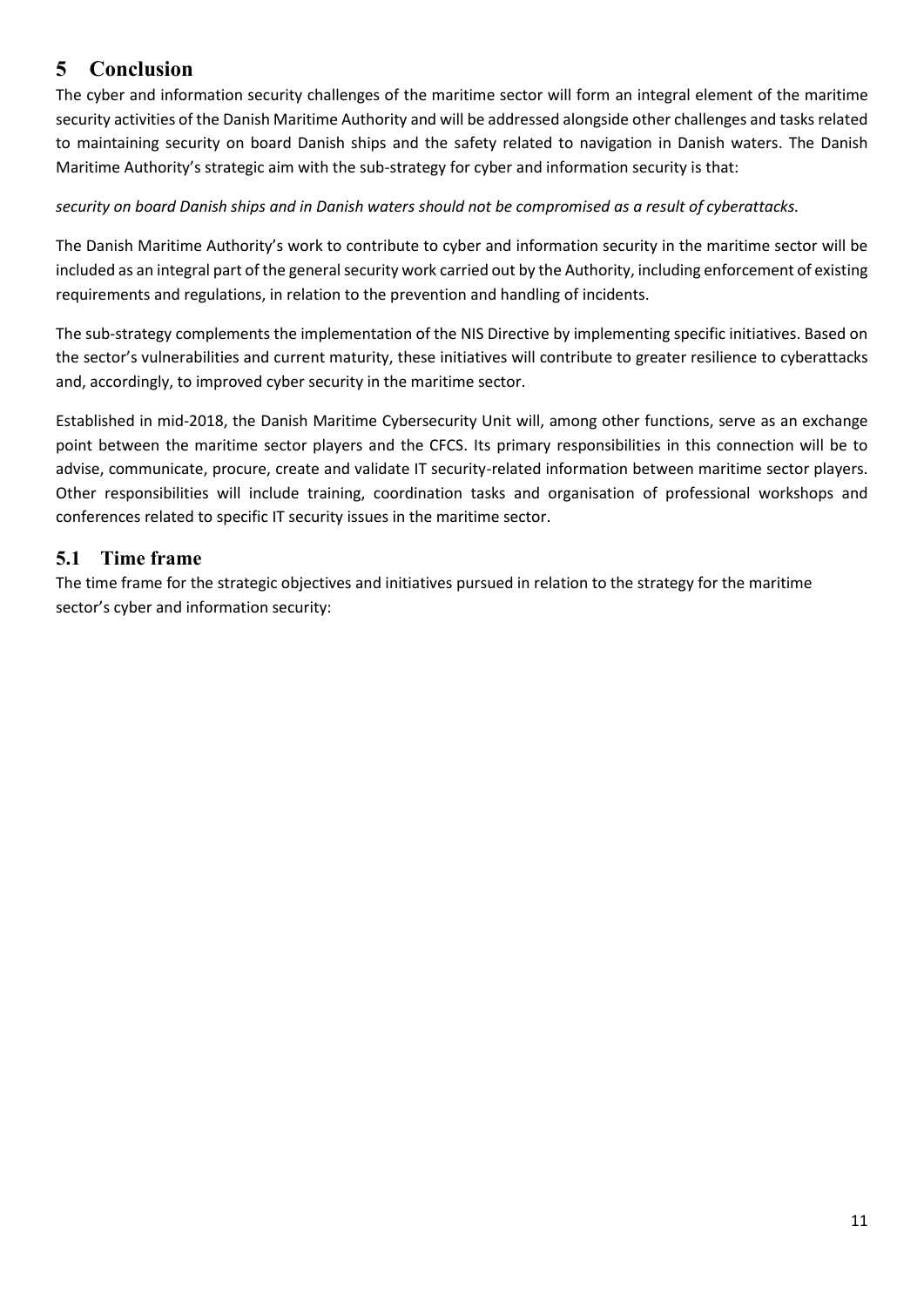# 5 Conclusion

The cyber and information security challenges of the maritime sector will form an integral element of the maritime security activities of the Danish Maritime Authority and will be addressed alongside other challenges and tasks related to maintaining security on board Danish ships and the safety related to navigation in Danish waters. The Danish Maritime Authority's strategic aim with the sub-strategy for cyber and information security is that:

*security on board Danish ships and in Danish waters should not be compromised as a result of cyberattacks.*

The Danish Maritime Authority's work to contribute to cyber and information security in the maritime sector will be included as an integral part of the general security work carried out by the Authority, including enforcement of existing requirements and regulations, in relation to the prevention and handling of incidents.

The sub-strategy complements the implementation of the NIS Directive by implementing specific initiatives. Based on the sector's vulnerabilities and current maturity, these initiatives will contribute to greater resilience to cyberattacks and, accordingly, to improved cyber security in the maritime sector.

Established in mid-2018, the Danish Maritime Cybersecurity Unit will, among other functions, serve as an exchange point between the maritime sector players and the CFCS. Its primary responsibilities in this connection will be to advise, communicate, procure, create and validate IT security-related information between maritime sector players. Other responsibilities will include training, coordination tasks and organisation of professional workshops and conferences related to specific IT security issues in the maritime sector.

## 5.1 Time frame

The time frame for the strategic objectives and initiatives pursued in relation to the strategy for the maritime sector's cyber and information security: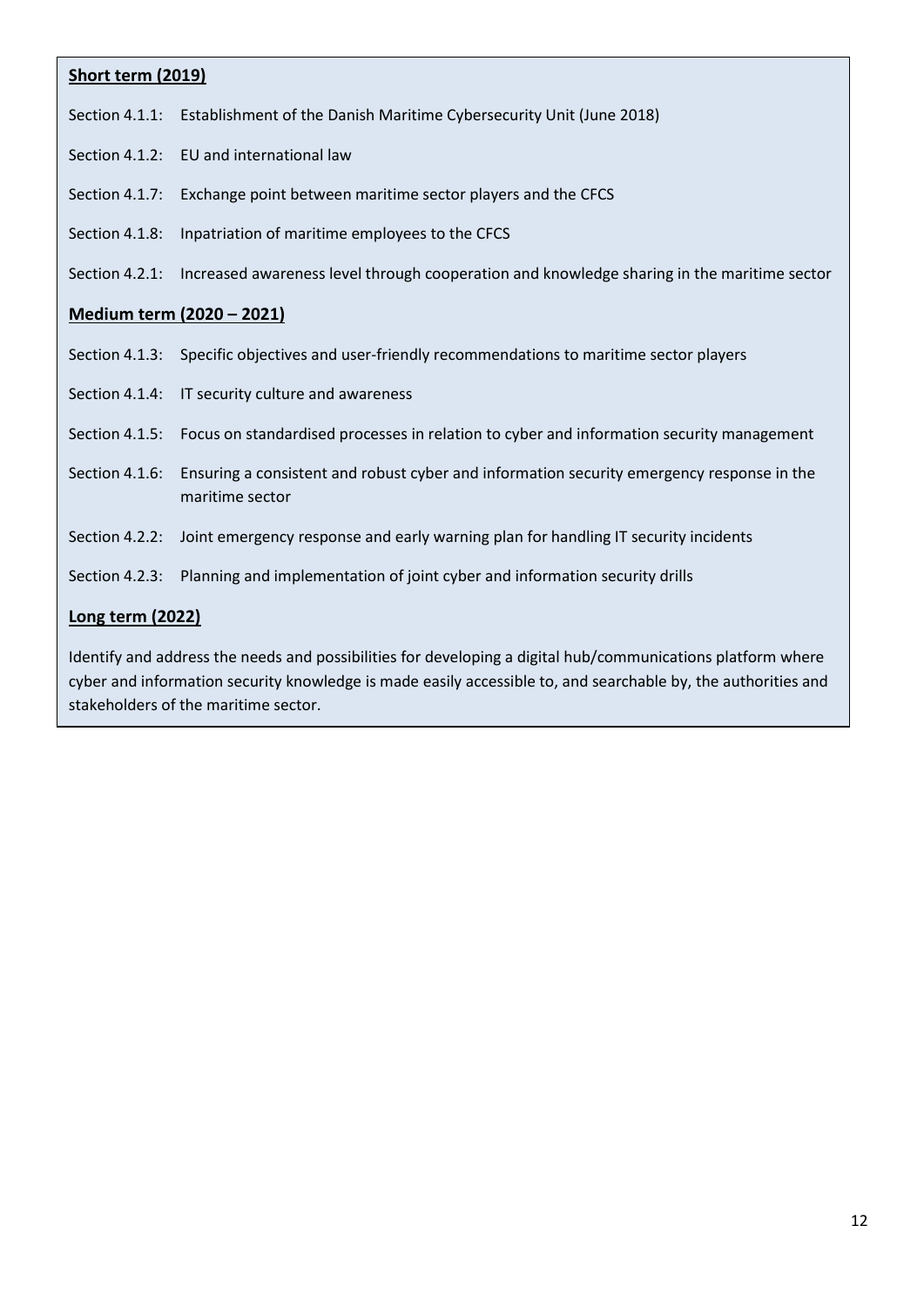**Short term (2019)**

Section 4.1.1: Establishment of the Danish Maritime Cybersecurity Unit (June 2018)

Section 4.1.2: EU and international law

Section 4.1.7: Exchange point between maritime sector players and the CFCS

Section 4.1.8: Inpatriation of maritime employees to the CFCS

Section 4.2.1: Increased awareness level through cooperation and knowledge sharing in the maritime sector

**Medium term (2020 – 2021)**

Section 4.1.3: Specific objectives and user-friendly recommendations to maritime sector players

Section 4.1.4: IT security culture and awareness

Section 4.1.5: Focus on standardised processes in relation to cyber and information security management

Section 4.1.6: Ensuring a consistent and robust cyber and information security emergency response in the maritime sector

Section 4.2.2: Joint emergency response and early warning plan for handling IT security incidents

Section 4.2.3: Planning and implementation of joint cyber and information security drills

**Long term (2022)**

Identify and address the needs and possibilities for developing a digital hub/communications platform where cyber and information security knowledge is made easily accessible to, and searchable by, the authorities and stakeholders of the maritime sector.